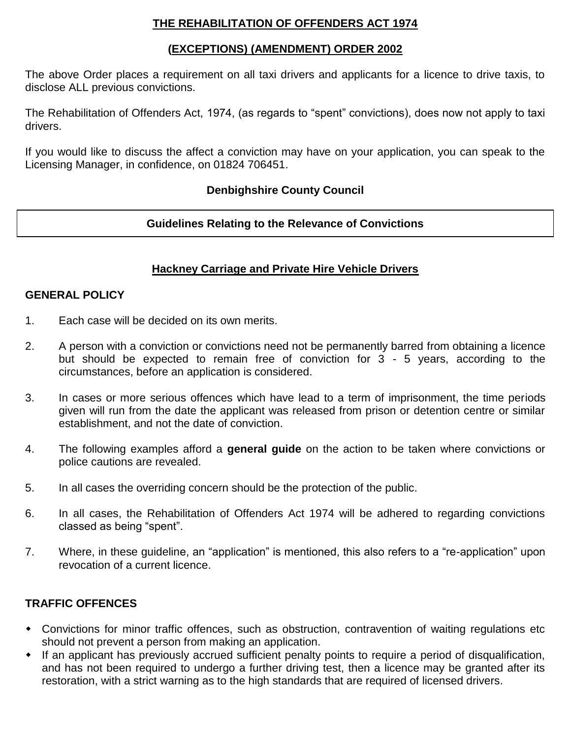# THE REHABILITATION OF OFFENDERS ACT 1974

# (EXCEPTIONS) (AMENDMENT) ORDER 2002

The above Order places a requirement on all taxi drivers and applicants for a licence to drive taxis, to disclose ALL previous convictions.

The Rehabilitation of Offenders Act, 1974, (as regards to "spent" convictions), does now not apply to taxi drivers.

If you would like to discuss the affect a conviction may have on your application, you can speak to the Licensing Manager, in confidence, on 01824 706451.

**Denbighshire County Council**

## Guidelines Relating to the Relevance of Convictions

### Hackney Carriage and Private Hire Vehicle Drivers

**GENERAL POLICY**

1. Each case will be decided on its own merits.
2. A person with a conviction or convictions need not be permanently barred from obtaining a licence but should be expected to remain free of conviction for 3 - 5 years, according to the circumstances, before an application is considered.
3. In cases or more serious offences which have lead to a term of imprisonment, the time periods given will run from the date the applicant was released from prison or detention centre or similar establishment, and not the date of conviction.
4. The following examples afford a **general guide** on the action to be taken where convictions or police cautions are revealed.
5. In all cases the overriding concern should be the protection of the public.
6. In all cases, the Rehabilitation of Offenders Act 1974 will be adhered to regarding convictions classed as being "spent".
7. Where, in these guideline, an "application" is mentioned, this also refers to a "re-application" upon revocation of a current licence.

**TRAFFIC OFFENCES**

- Convictions for minor traffic offences, such as obstruction, contravention of waiting regulations etc should not prevent a person from making an application.
- If an applicant has previously accrued sufficient penalty points to require a period of disqualification, and has not been required to undergo a further driving test, then a licence may be granted after its restoration, with a strict warning as to the high standards that are required of licensed drivers.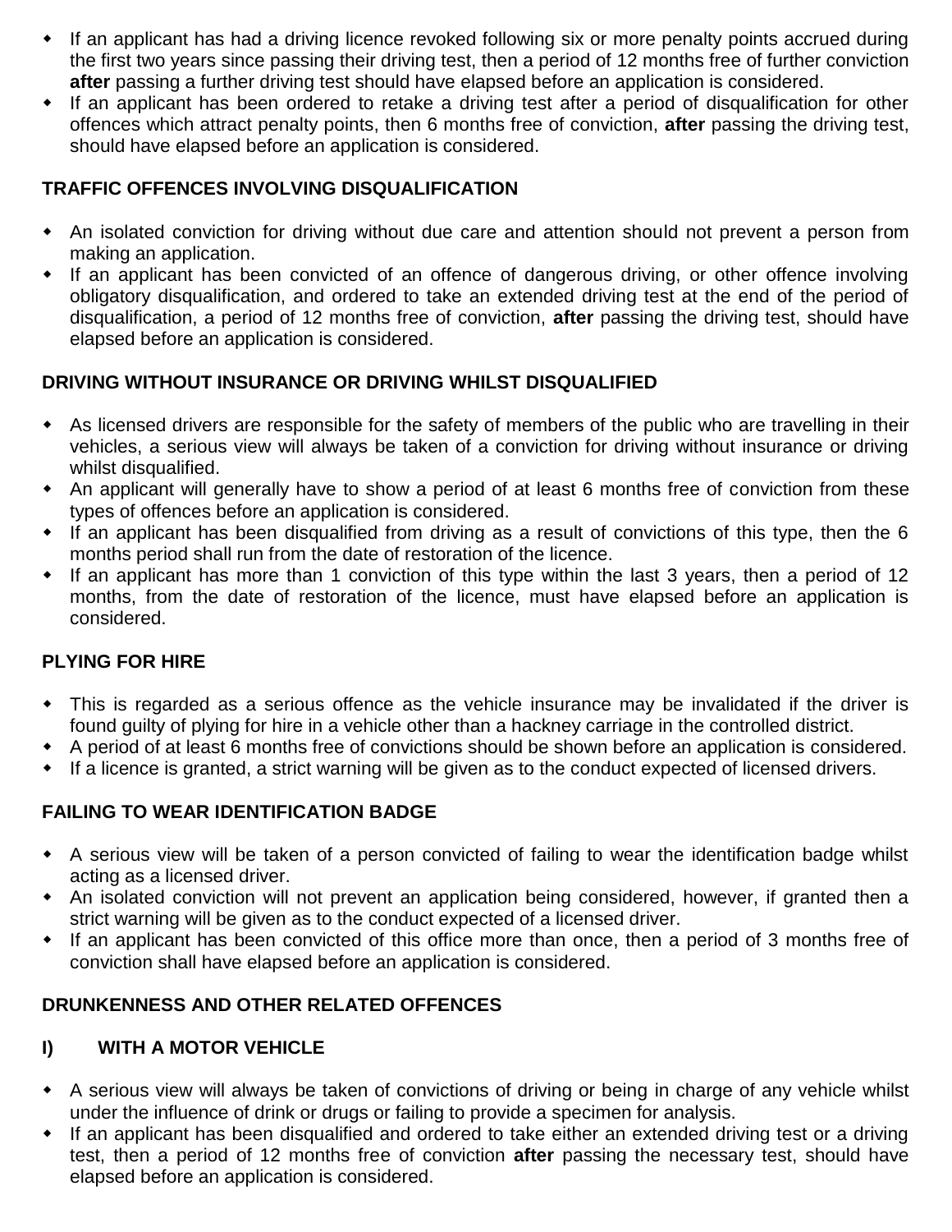- If an applicant has had a driving licence revoked following six or more penalty points accrued during the first two years since passing their driving test, then a period of 12 months free of further conviction **after** passing a further driving test should have elapsed before an application is considered.
- If an applicant has been ordered to retake a driving test after a period of disqualification for other offences which attract penalty points, then 6 months free of conviction, **after** passing the driving test, should have elapsed before an application is considered.

**TRAFFIC OFFENCES INVOLVING DISQUALIFICATION**

- An isolated conviction for driving without due care and attention should not prevent a person from making an application.
- If an applicant has been convicted of an offence of dangerous driving, or other offence involving obligatory disqualification, and ordered to take an extended driving test at the end of the period of disqualification, a period of 12 months free of conviction, **after** passing the driving test, should have elapsed before an application is considered.

**DRIVING WITHOUT INSURANCE OR DRIVING WHILST DISQUALIFIED**

- As licensed drivers are responsible for the safety of members of the public who are travelling in their vehicles, a serious view will always be taken of a conviction for driving without insurance or driving whilst disqualified.
- An applicant will generally have to show a period of at least 6 months free of conviction from these types of offences before an application is considered.
- If an applicant has been disqualified from driving as a result of convictions of this type, then the 6 months period shall run from the date of restoration of the licence.
- If an applicant has more than 1 conviction of this type within the last 3 years, then a period of 12 months, from the date of restoration of the licence, must have elapsed before an application is considered.

**PLYING FOR HIRE**

- This is regarded as a serious offence as the vehicle insurance may be invalidated if the driver is found guilty of plying for hire in a vehicle other than a hackney carriage in the controlled district.
- A period of at least 6 months free of convictions should be shown before an application is considered.
- If a licence is granted, a strict warning will be given as to the conduct expected of licensed drivers.

**FAILING TO WEAR IDENTIFICATION BADGE**

- A serious view will be taken of a person convicted of failing to wear the identification badge whilst acting as a licensed driver.
- An isolated conviction will not prevent an application being considered, however, if granted then a strict warning will be given as to the conduct expected of a licensed driver.
- If an applicant has been convicted of this office more than once, then a period of 3 months free of conviction shall have elapsed before an application is considered.

**DRUNKENNESS AND OTHER RELATED OFFENCES**

**I) WITH A MOTOR VEHICLE**

- A serious view will always be taken of convictions of driving or being in charge of any vehicle whilst under the influence of drink or drugs or failing to provide a specimen for analysis.
- If an applicant has been disqualified and ordered to take either an extended driving test or a driving test, then a period of 12 months free of conviction **after** passing the necessary test, should have elapsed before an application is considered.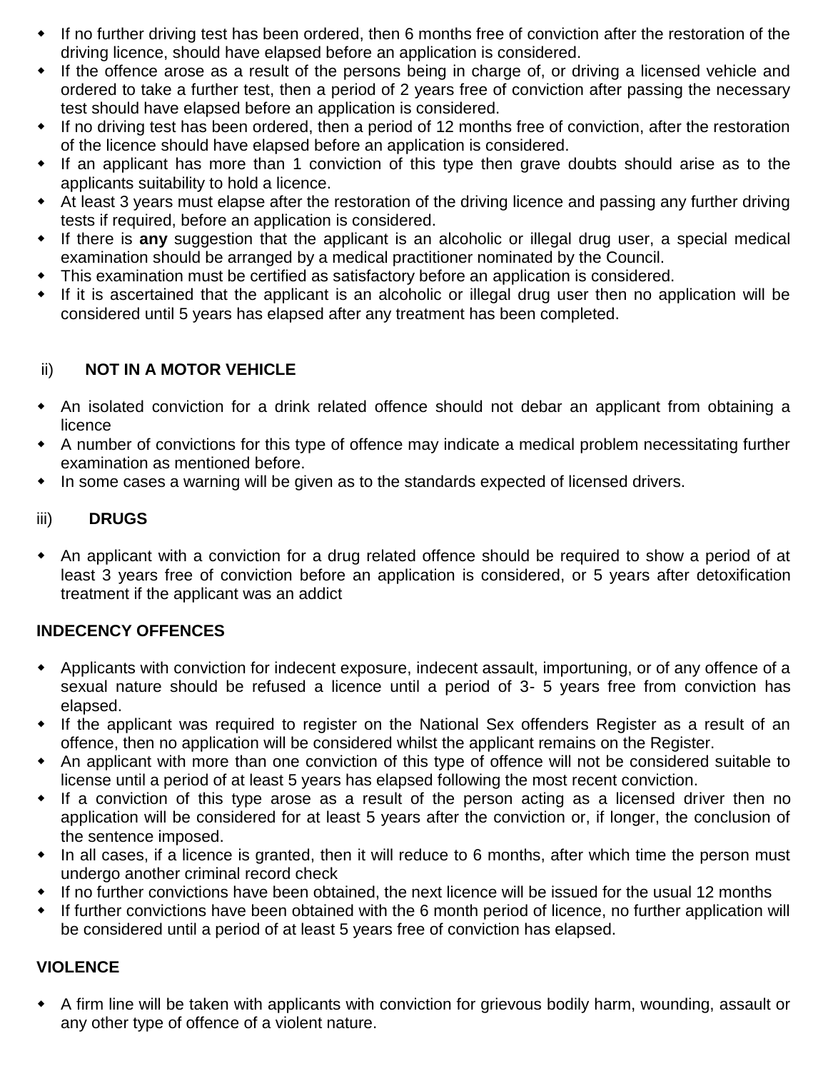- If no further driving test has been ordered, then 6 months free of conviction after the restoration of the driving licence, should have elapsed before an application is considered.
- If the offence arose as a result of the persons being in charge of, or driving a licensed vehicle and ordered to take a further test, then a period of 2 years free of conviction after passing the necessary test should have elapsed before an application is considered.
- If no driving test has been ordered, then a period of 12 months free of conviction, after the restoration of the licence should have elapsed before an application is considered.
- If an applicant has more than 1 conviction of this type then grave doubts should arise as to the applicants suitability to hold a licence.
- At least 3 years must elapse after the restoration of the driving licence and passing any further driving tests if required, before an application is considered.
- If there is **any** suggestion that the applicant is an alcoholic or illegal drug user, a special medical examination should be arranged by a medical practitioner nominated by the Council.
- This examination must be certified as satisfactory before an application is considered.
- If it is ascertained that the applicant is an alcoholic or illegal drug user then no application will be considered until 5 years has elapsed after any treatment has been completed.

ii) **NOT IN A MOTOR VEHICLE**

- An isolated conviction for a drink related offence should not debar an applicant from obtaining a licence
- A number of convictions for this type of offence may indicate a medical problem necessitating further examination as mentioned before.
- In some cases a warning will be given as to the standards expected of licensed drivers.

iii) **DRUGS**

- An applicant with a conviction for a drug related offence should be required to show a period of at least 3 years free of conviction before an application is considered, or 5 years after detoxification treatment if the applicant was an addict

**INDECENCY OFFENCES**

- Applicants with conviction for indecent exposure, indecent assault, importuning, or of any offence of a sexual nature should be refused a licence until a period of 3- 5 years free from conviction has elapsed.
- If the applicant was required to register on the National Sex offenders Register as a result of an offence, then no application will be considered whilst the applicant remains on the Register.
- An applicant with more than one conviction of this type of offence will not be considered suitable to license until a period of at least 5 years has elapsed following the most recent conviction.
- If a conviction of this type arose as a result of the person acting as a licensed driver then no application will be considered for at least 5 years after the conviction or, if longer, the conclusion of the sentence imposed.
- In all cases, if a licence is granted, then it will reduce to 6 months, after which time the person must undergo another criminal record check
- If no further convictions have been obtained, the next licence will be issued for the usual 12 months
- If further convictions have been obtained with the 6 month period of licence, no further application will be considered until a period of at least 5 years free of conviction has elapsed.

**VIOLENCE**

- A firm line will be taken with applicants with conviction for grievous bodily harm, wounding, assault or any other type of offence of a violent nature.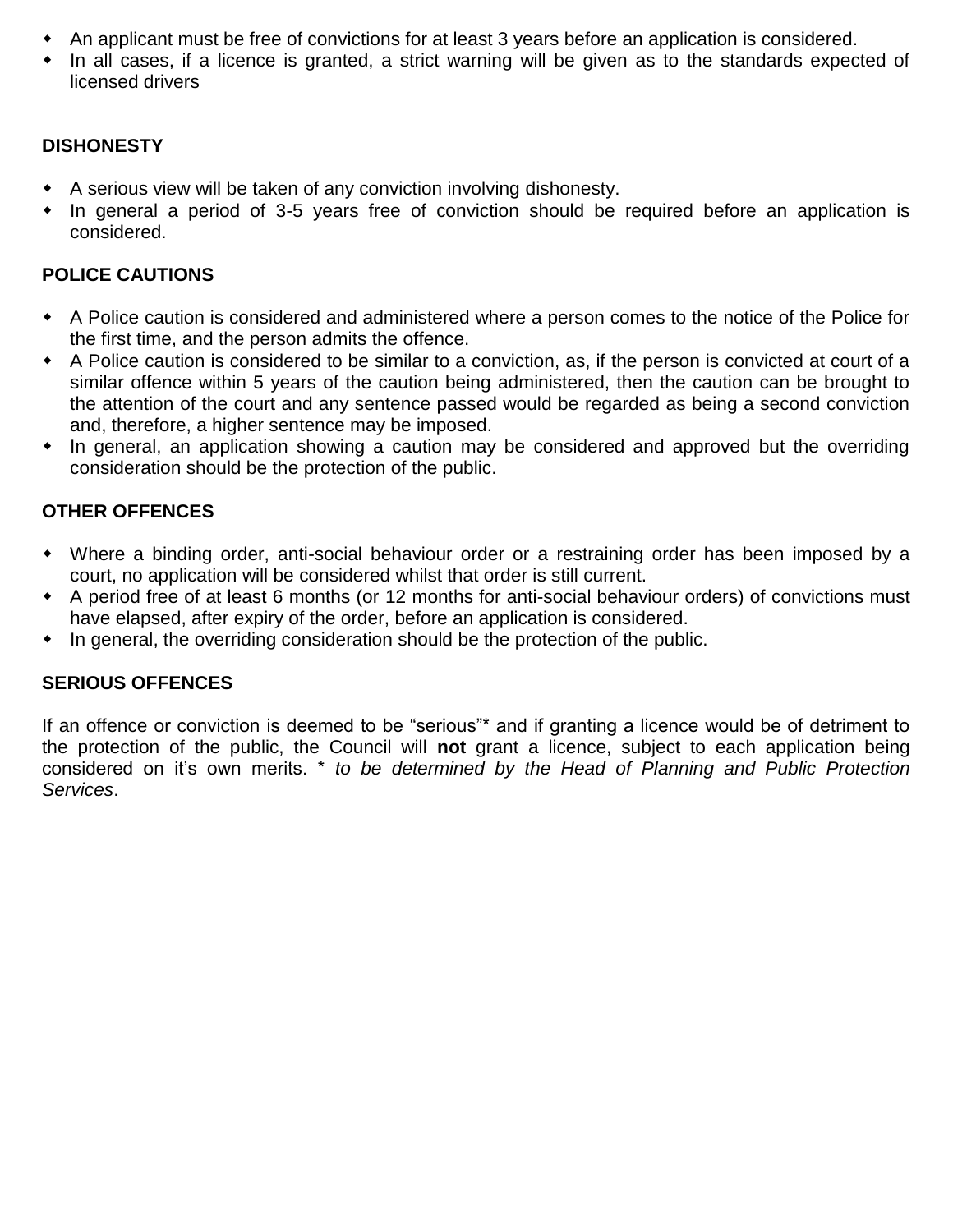- An applicant must be free of convictions for at least 3 years before an application is considered.
- In all cases, if a licence is granted, a strict warning will be given as to the standards expected of licensed drivers

**DISHONESTY**

- A serious view will be taken of any conviction involving dishonesty.
- In general a period of 3-5 years free of conviction should be required before an application is considered.

**POLICE CAUTIONS**

- A Police caution is considered and administered where a person comes to the notice of the Police for the first time, and the person admits the offence.
- A Police caution is considered to be similar to a conviction, as, if the person is convicted at court of a similar offence within 5 years of the caution being administered, then the caution can be brought to the attention of the court and any sentence passed would be regarded as being a second conviction and, therefore, a higher sentence may be imposed.
- In general, an application showing a caution may be considered and approved but the overriding consideration should be the protection of the public.

**OTHER OFFENCES**

- Where a binding order, anti-social behaviour order or a restraining order has been imposed by a court, no application will be considered whilst that order is still current.
- A period free of at least 6 months (or 12 months for anti-social behaviour orders) of convictions must have elapsed, after expiry of the order, before an application is considered.
- In general, the overriding consideration should be the protection of the public.

**SERIOUS OFFENCES**

If an offence or conviction is deemed to be “serious”* and if granting a licence would be of detriment to the protection of the public, the Council will **not** grant a licence, subject to each application being considered on it’s own merits. * *to be determined by the Head of Planning and Public Protection Services*.